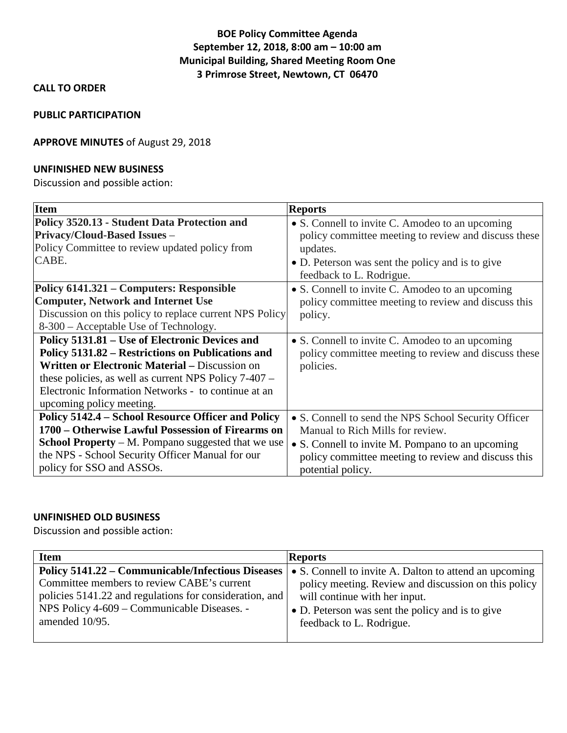# BOE Policy Committee Agenda
**September 12, 2018, 8:00 am – 10:00 am**
**Municipal Building, Shared Meeting Room One**
**3 Primrose Street, Newtown, CT 06470**

**CALL TO ORDER**

**PUBLIC PARTICIPATION**

**APPROVE MINUTES** of August 29, 2018

**UNFINISHED NEW BUSINESS**

Discussion and possible action:

| Item | Reports |
|---|---|
| **Policy 3520.13 - Student Data Protection and Privacy/Cloud-Based Issues** – Policy Committee to review updated policy from CABE. | • S. Connell to invite C. Amodeo to an upcoming policy committee meeting to review and discuss these updates. • D. Peterson was sent the policy and is to give feedback to L. Rodrigue. |
| **Policy 6141.321 – Computers: Responsible Computer, Network and Internet Use** Discussion on this policy to replace current NPS Policy 8-300 – Acceptable Use of Technology. | • S. Connell to invite C. Amodeo to an upcoming policy committee meeting to review and discuss this policy. |
| **Policy 5131.81 – Use of Electronic Devices and Policy 5131.82 – Restrictions on Publications and Written or Electronic Material –** Discussion on these policies, as well as current NPS Policy 7-407 – Electronic Information Networks - to continue at an upcoming policy meeting. | • S. Connell to invite C. Amodeo to an upcoming policy committee meeting to review and discuss these policies. |
| **Policy 5142.4 – School Resource Officer and Policy 1700 – Otherwise Lawful Possession of Firearms on School Property** – M. Pompano suggested that we use the NPS - School Security Officer Manual for our policy for SSO and ASSOs. | • S. Connell to send the NPS School Security Officer Manual to Rich Mills for review. • S. Connell to invite M. Pompano to an upcoming policy committee meeting to review and discuss this potential policy. |

**UNFINISHED OLD BUSINESS**

Discussion and possible action:

| Item | Reports |
|---|---|
| **Policy 5141.22 – Communicable/Infectious Diseases** Committee members to review CABE's current policies 5141.22 and regulations for consideration, and NPS Policy 4-609 – Communicable Diseases. - amended 10/95. | • S. Connell to invite A. Dalton to attend an upcoming policy meeting. Review and discussion on this policy will continue with her input. • D. Peterson was sent the policy and is to give feedback to L. Rodrigue. |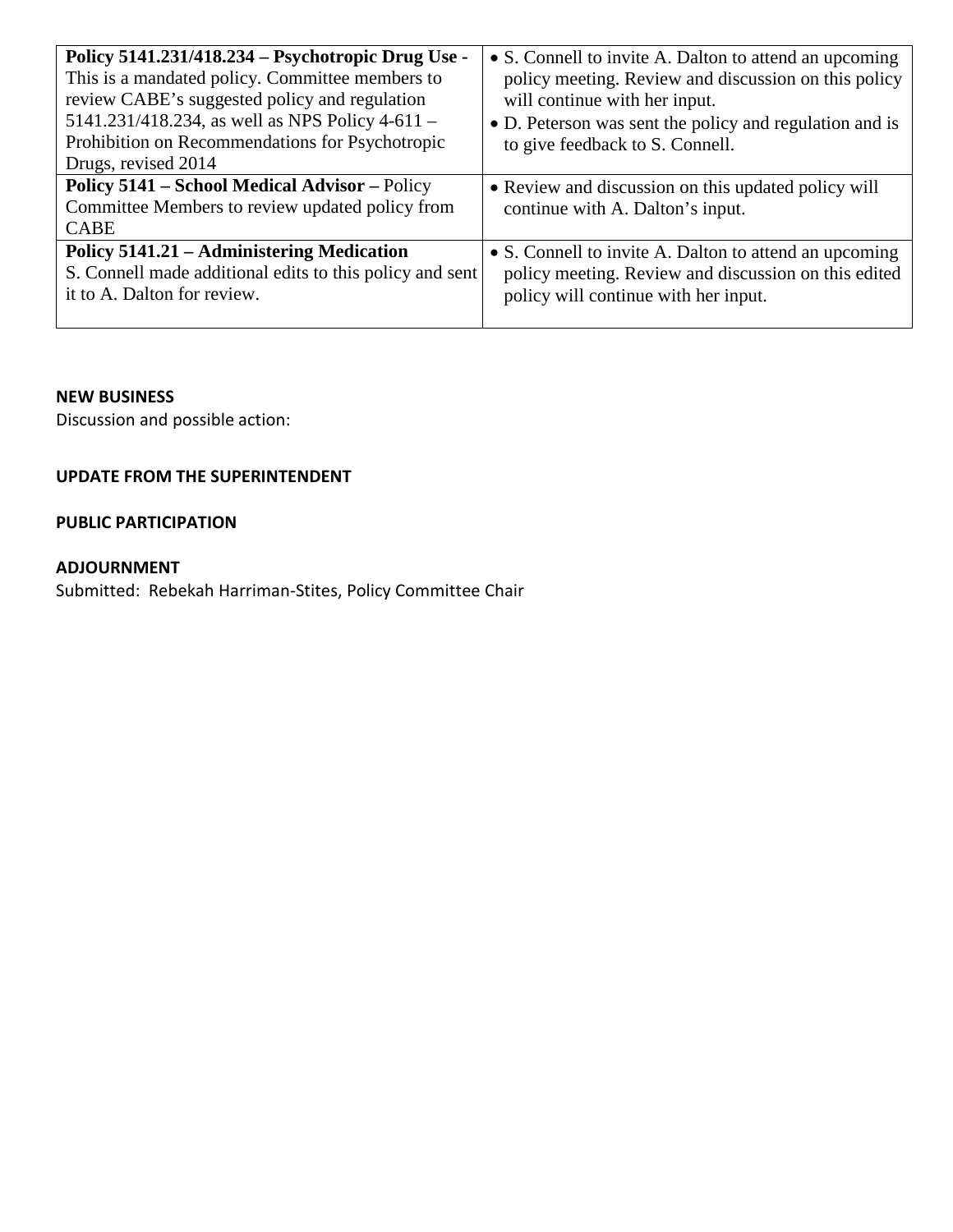| | |
|---|---|
| **Policy 5141.231/418.234 – Psychotropic Drug Use -** This is a mandated policy. Committee members to review CABE's suggested policy and regulation 5141.231/418.234, as well as NPS Policy 4-611 – Prohibition on Recommendations for Psychotropic Drugs, revised 2014 | • S. Connell to invite A. Dalton to attend an upcoming policy meeting. Review and discussion on this policy will continue with her input.<br>• D. Peterson was sent the policy and regulation and is to give feedback to S. Connell. |
| **Policy 5141 – School Medical Advisor –** Policy Committee Members to review updated policy from CABE | • Review and discussion on this updated policy will continue with A. Dalton's input. |
| **Policy 5141.21 – Administering Medication** S. Connell made additional edits to this policy and sent it to A. Dalton for review. | • S. Connell to invite A. Dalton to attend an upcoming policy meeting. Review and discussion on this edited policy will continue with her input. |

**NEW BUSINESS**

Discussion and possible action:

**UPDATE FROM THE SUPERINTENDENT**

**PUBLIC PARTICIPATION**

**ADJOURNMENT**

Submitted: Rebekah Harriman-Stites, Policy Committee Chair